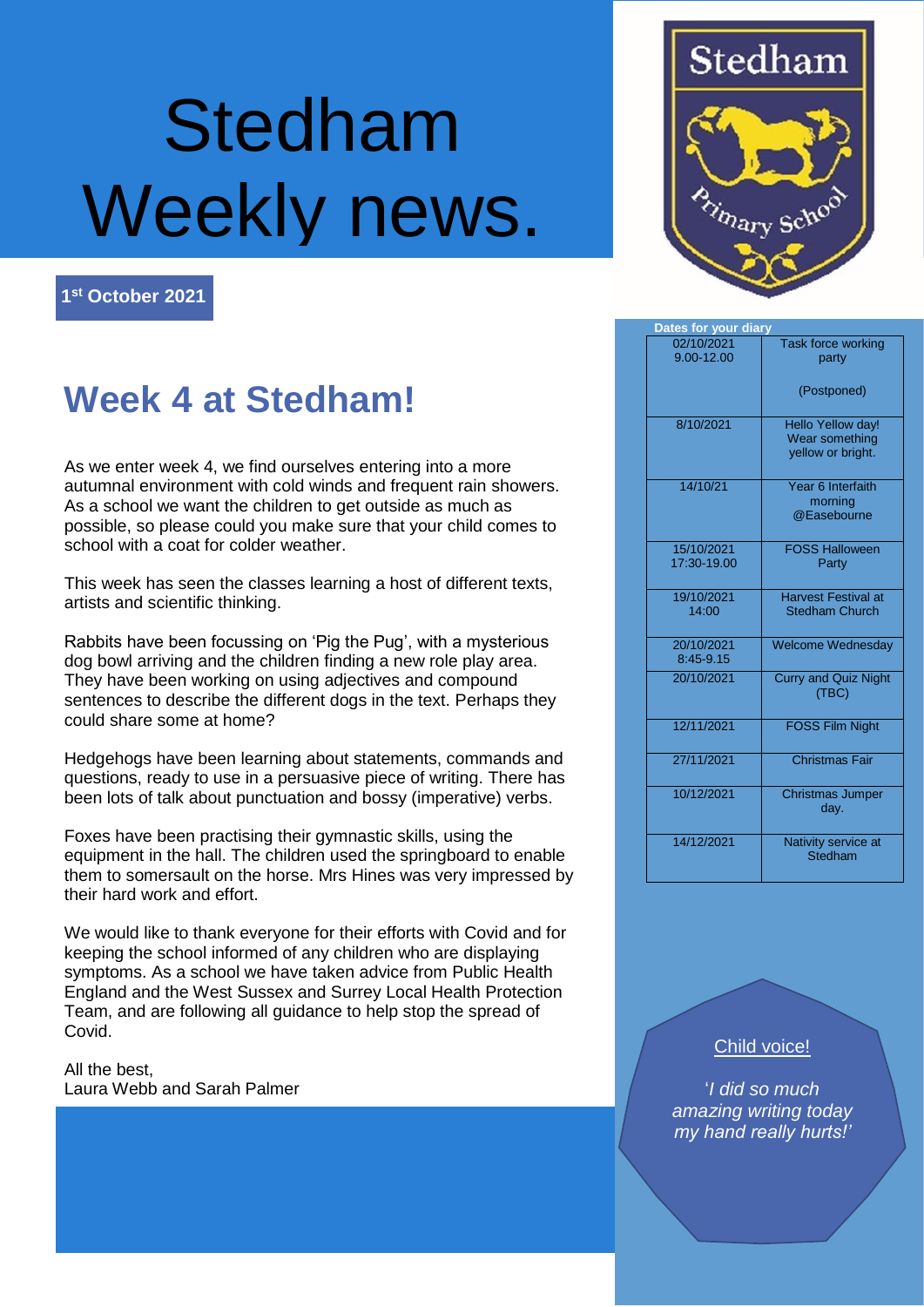# Stedham Weekly news.

**1st October 2021**

## Week 4 at Stedham!

As we enter week 4, we find ourselves entering into a more autumnal environment with cold winds and frequent rain showers. As a school we want the children to get outside as much as possible, so please could you make sure that your child comes to school with a coat for colder weather.

This week has seen the classes learning a host of different texts, artists and scientific thinking.

Rabbits have been focussing on 'Pig the Pug', with a mysterious dog bowl arriving and the children finding a new role play area. They have been working on using adjectives and compound sentences to describe the different dogs in the text. Perhaps they could share some at home?

Hedgehogs have been learning about statements, commands and questions, ready to use in a persuasive piece of writing. There has been lots of talk about punctuation and bossy (imperative) verbs.

Foxes have been practising their gymnastic skills, using the equipment in the hall. The children used the springboard to enable them to somersault on the horse. Mrs Hines was very impressed by their hard work and effort.

We would like to thank everyone for their efforts with Covid and for keeping the school informed of any children who are displaying symptoms. As a school we have taken advice from Public Health England and the West Sussex and Surrey Local Health Protection Team, and are following all guidance to help stop the spread of Covid.

All the best,
Laura Webb and Sarah Palmer

**Dates for your diary**

| Date | Event |
|---|---|
| 02/10/2021 9.00-12.00 | Task force working party (Postponed) |
| 8/10/2021 | Hello Yellow day! Wear something yellow or bright. |
| 14/10/21 | Year 6 Interfaith morning @Easebourne |
| 15/10/2021 17:30-19.00 | FOSS Halloween Party |
| 19/10/2021 14:00 | Harvest Festival at Stedham Church |
| 20/10/2021 8:45-9.15 | Welcome Wednesday |
| 20/10/2021 | Curry and Quiz Night (TBC) |
| 12/11/2021 | FOSS Film Night |
| 27/11/2021 | Christmas Fair |
| 10/12/2021 | Christmas Jumper day. |
| 14/12/2021 | Nativity service at Stedham |

**Child voice!**

*'I did so much amazing writing today my hand really hurts!'*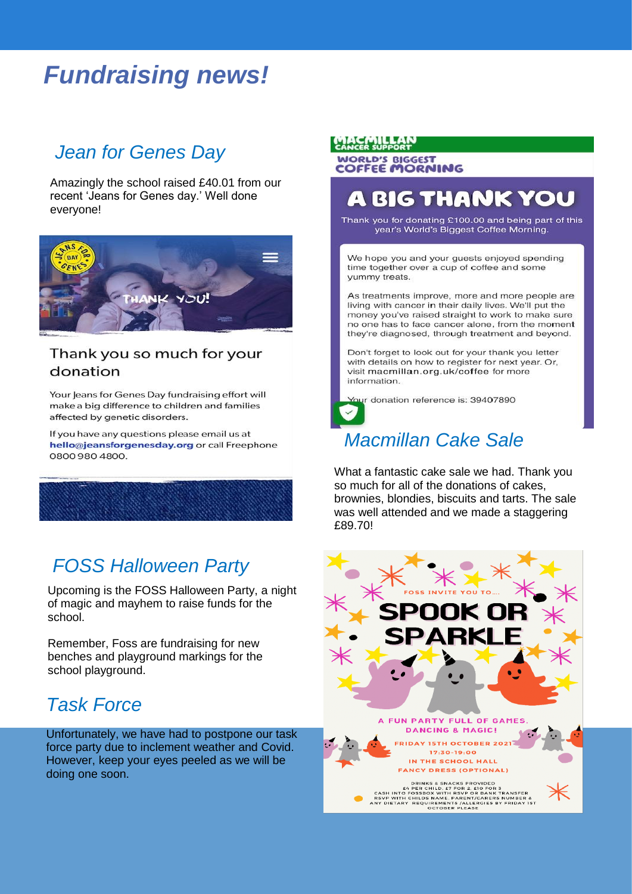# Fundraising news!

## Jean for Genes Day

Amazingly the school raised £40.01 from our recent 'Jeans for Genes day.' Well done everyone!

JEANS FOR GENES DAY

THANK YOU!

Thank you so much for your donation

Your Jeans for Genes Day fundraising effort will make a big difference to children and families affected by genetic disorders.

If you have any questions please email us at **hello@jeansforgenesday.org** or call Freephone 0800 980 4800.

MACMILLAN CANCER SUPPORT

WORLD'S BIGGEST COFFEE MORNING

A BIG THANK YOU

Thank you for donating £100.00 and being part of this year's World's Biggest Coffee Morning.

We hope you and your guests enjoyed spending time together over a cup of coffee and some yummy treats.

As treatments improve, more and more people are living with cancer in their daily lives. We'll put the money you've raised straight to work to make sure no one has to face cancer alone, from the moment they're diagnosed, through treatment and beyond.

Don't forget to look out for your thank you letter with details on how to register for next year. Or, visit macmillan.org.uk/coffee for more information.

Your donation reference is: 39407890

## Macmillan Cake Sale

What a fantastic cake sale we had. Thank you so much for all of the donations of cakes, brownies, blondies, biscuits and tarts. The sale was well attended and we made a staggering £89.70!

## FOSS Halloween Party

Upcoming is the FOSS Halloween Party, a night of magic and mayhem to raise funds for the school.

Remember, Foss are fundraising for new benches and playground markings for the school playground.

FOSS INVITE YOU TO....

SPOOK OR SPARKLE

A FUN PARTY FULL OF GAMES, DANCING & MAGIC!

FRIDAY 15TH OCTOBER 2021

17:30-19:00

IN THE SCHOOL HALL

FANCY DRESS (OPTIONAL)

DRINKS & SNACKS PROVIDED
£4 PER CHILD, £7 FOR 2, £10 FOR 3
CASH INTO FOSSBOX WITH RSVP OR BANK TRANSFER
RSVP WITH CHILDS NAME, PARENT/CARERS NUMBER & ANY DIETARY REQUIREMENTS /ALLERGIES BY FRIDAY 1ST OCTOBER PLEASE

## Task Force

Unfortunately, we have had to postpone our task force party due to inclement weather and Covid. However, keep your eyes peeled as we will be doing one soon.